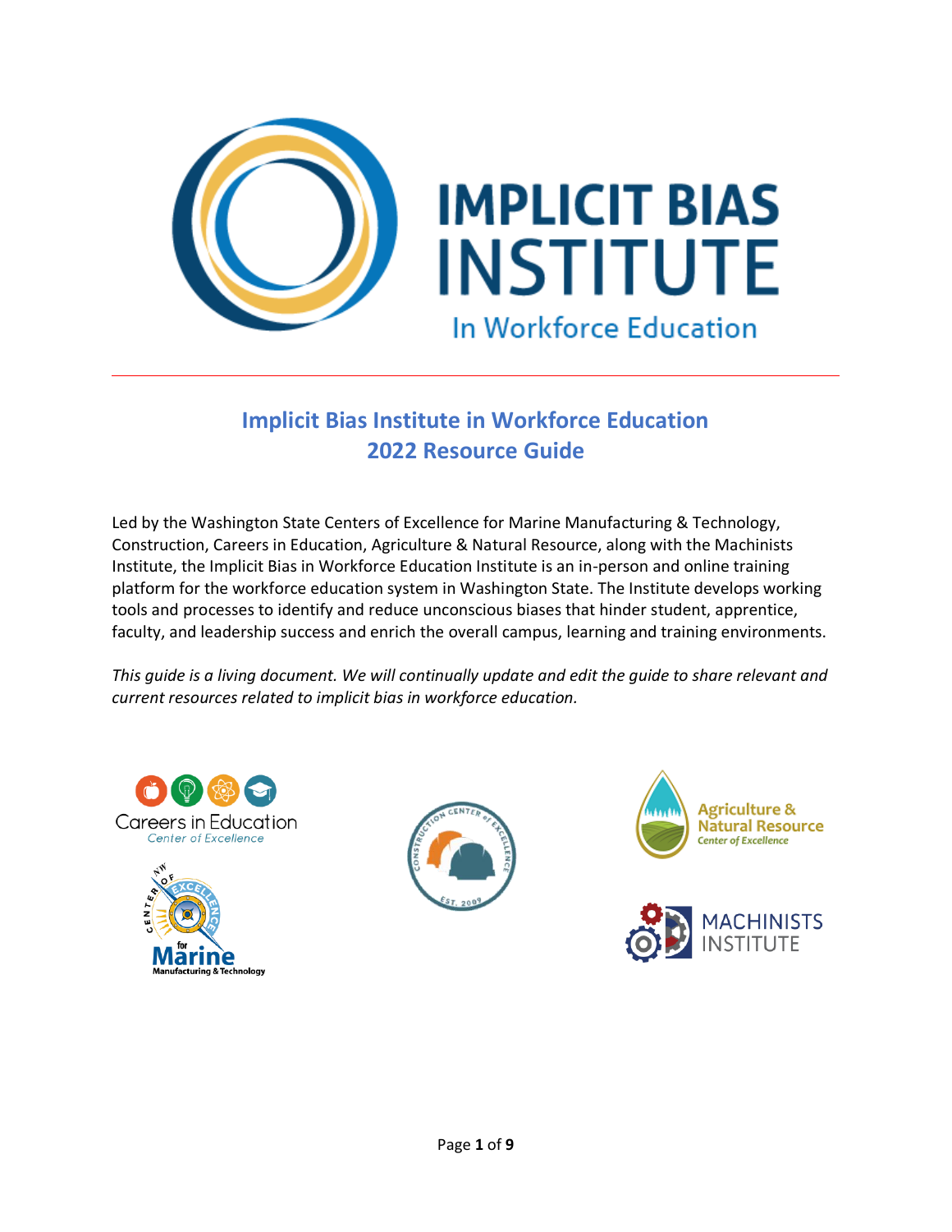# IMPLICIT BIAS INSTITUTE

In Workforce Education

---

## Implicit Bias Institute in Workforce Education
## 2022 Resource Guide

Led by the Washington State Centers of Excellence for Marine Manufacturing & Technology, Construction, Careers in Education, Agriculture & Natural Resource, along with the Machinists Institute, the Implicit Bias in Workforce Education Institute is an in-person and online training platform for the workforce education system in Washington State. The Institute develops working tools and processes to identify and reduce unconscious biases that hinder student, apprentice, faculty, and leadership success and enrich the overall campus, learning and training environments.

*This guide is a living document. We will continually update and edit the guide to share relevant and current resources related to implicit bias in workforce education.*

Careers in Education Center of Excellence

Construction Center of Excellence Est. 2009

Agriculture & Natural Resource Center of Excellence

NW Center of Excellence for Marine Manufacturing & Technology

Machinists Institute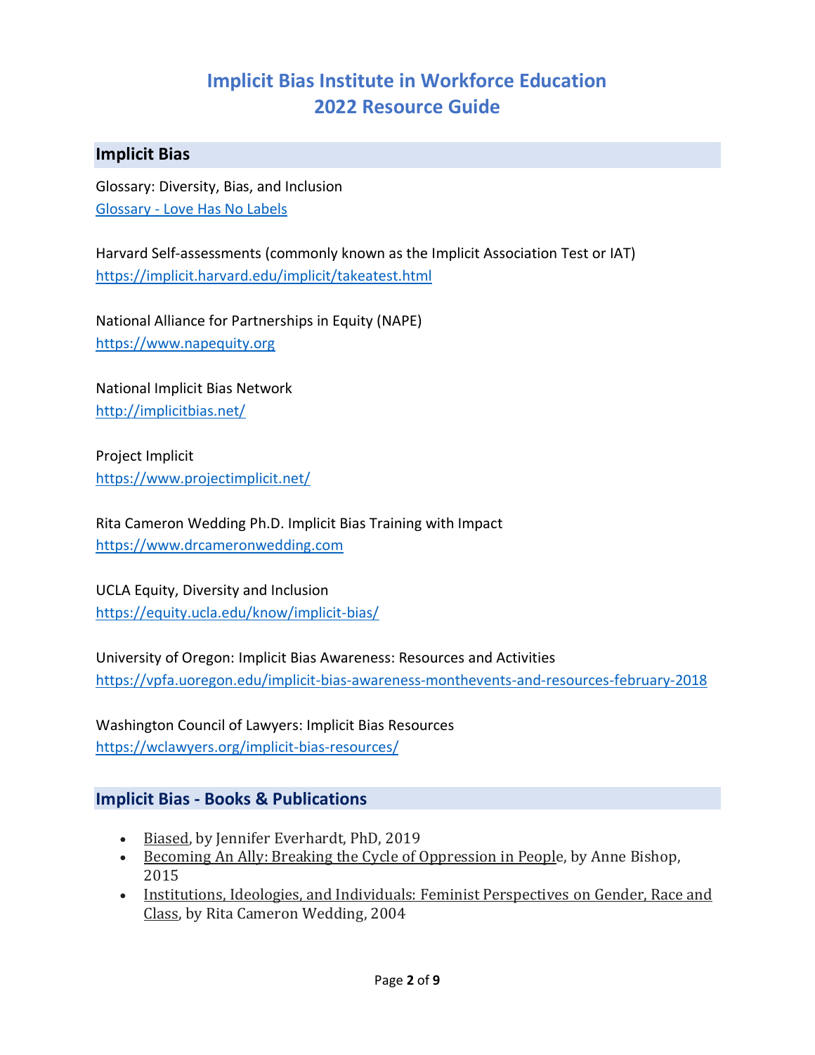# Implicit Bias Institute in Workforce Education
# 2022 Resource Guide

## Implicit Bias

Glossary: Diversity, Bias, and Inclusion
Glossary - Love Has No Labels

Harvard Self-assessments (commonly known as the Implicit Association Test or IAT)
https://implicit.harvard.edu/implicit/takeatest.html

National Alliance for Partnerships in Equity (NAPE)
https://www.napequity.org

National Implicit Bias Network
http://implicitbias.net/

Project Implicit
https://www.projectimplicit.net/

Rita Cameron Wedding Ph.D. Implicit Bias Training with Impact
https://www.drcameronwedding.com

UCLA Equity, Diversity and Inclusion
https://equity.ucla.edu/know/implicit-bias/

University of Oregon: Implicit Bias Awareness: Resources and Activities
https://vpfa.uoregon.edu/implicit-bias-awareness-monthevents-and-resources-february-2018

Washington Council of Lawyers: Implicit Bias Resources
https://wclawyers.org/implicit-bias-resources/

## Implicit Bias - Books & Publications

- Biased, by Jennifer Everhardt, PhD, 2019
- Becoming An Ally: Breaking the Cycle of Oppression in People, by Anne Bishop, 2015
- Institutions, Ideologies, and Individuals: Feminist Perspectives on Gender, Race and Class, by Rita Cameron Wedding, 2004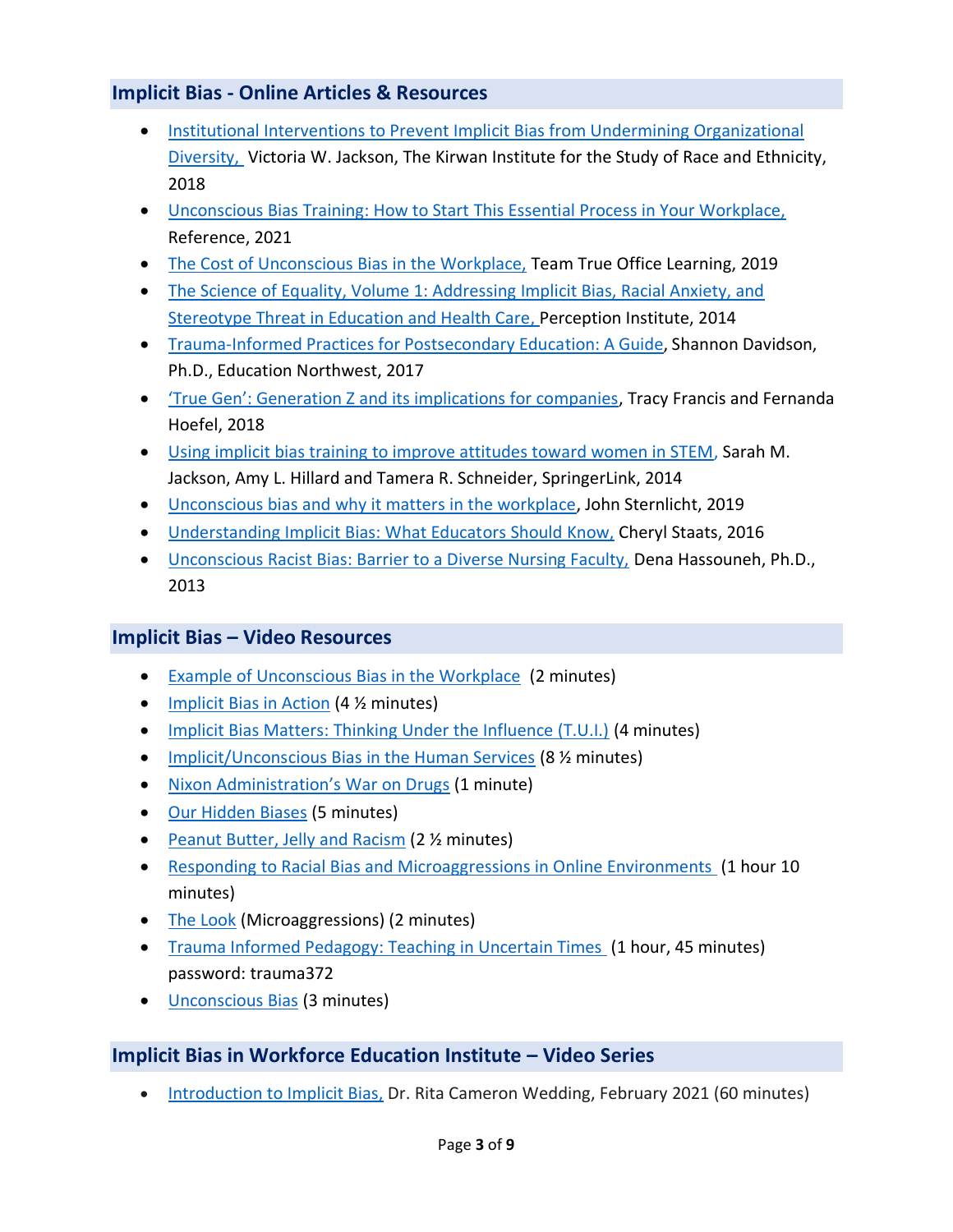## Implicit Bias - Online Articles & Resources

- Institutional Interventions to Prevent Implicit Bias from Undermining Organizational Diversity, Victoria W. Jackson, The Kirwan Institute for the Study of Race and Ethnicity, 2018
- Unconscious Bias Training: How to Start This Essential Process in Your Workplace, Reference, 2021
- The Cost of Unconscious Bias in the Workplace, Team True Office Learning, 2019
- The Science of Equality, Volume 1: Addressing Implicit Bias, Racial Anxiety, and Stereotype Threat in Education and Health Care, Perception Institute, 2014
- Trauma-Informed Practices for Postsecondary Education: A Guide, Shannon Davidson, Ph.D., Education Northwest, 2017
- 'True Gen': Generation Z and its implications for companies, Tracy Francis and Fernanda Hoefel, 2018
- Using implicit bias training to improve attitudes toward women in STEM, Sarah M. Jackson, Amy L. Hillard and Tamera R. Schneider, SpringerLink, 2014
- Unconscious bias and why it matters in the workplace, John Sternlicht, 2019
- Understanding Implicit Bias: What Educators Should Know, Cheryl Staats, 2016
- Unconscious Racist Bias: Barrier to a Diverse Nursing Faculty, Dena Hassouneh, Ph.D., 2013

## Implicit Bias – Video Resources

- Example of Unconscious Bias in the Workplace (2 minutes)
- Implicit Bias in Action (4 ½ minutes)
- Implicit Bias Matters: Thinking Under the Influence (T.U.I.) (4 minutes)
- Implicit/Unconscious Bias in the Human Services (8 ½ minutes)
- Nixon Administration's War on Drugs (1 minute)
- Our Hidden Biases (5 minutes)
- Peanut Butter, Jelly and Racism (2 ½ minutes)
- Responding to Racial Bias and Microaggressions in Online Environments (1 hour 10 minutes)
- The Look (Microaggressions) (2 minutes)
- Trauma Informed Pedagogy: Teaching in Uncertain Times (1 hour, 45 minutes) password: trauma372
- Unconscious Bias (3 minutes)

## Implicit Bias in Workforce Education Institute – Video Series

- Introduction to Implicit Bias, Dr. Rita Cameron Wedding, February 2021 (60 minutes)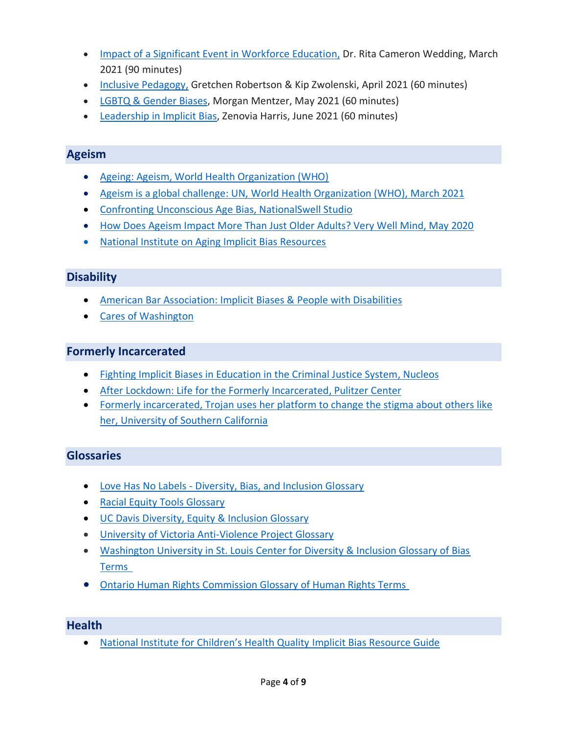- Impact of a Significant Event in Workforce Education, Dr. Rita Cameron Wedding, March 2021 (90 minutes)
- Inclusive Pedagogy, Gretchen Robertson & Kip Zwolenski, April 2021 (60 minutes)
- LGBTQ & Gender Biases, Morgan Mentzer, May 2021 (60 minutes)
- Leadership in Implicit Bias, Zenovia Harris, June 2021 (60 minutes)

## Ageism

- Ageing: Ageism, World Health Organization (WHO)
- Ageism is a global challenge: UN, World Health Organization (WHO), March 2021
- Confronting Unconscious Age Bias, NationalSwell Studio
- How Does Ageism Impact More Than Just Older Adults? Very Well Mind, May 2020
- National Institute on Aging Implicit Bias Resources

## Disability

- American Bar Association: Implicit Biases & People with Disabilities
- Cares of Washington

## Formerly Incarcerated

- Fighting Implicit Biases in Education in the Criminal Justice System, Nucleos
- After Lockdown: Life for the Formerly Incarcerated, Pulitzer Center
- Formerly incarcerated, Trojan uses her platform to change the stigma about others like her, University of Southern California

## Glossaries

- Love Has No Labels - Diversity, Bias, and Inclusion Glossary
- Racial Equity Tools Glossary
- UC Davis Diversity, Equity & Inclusion Glossary
- University of Victoria Anti-Violence Project Glossary
- Washington University in St. Louis Center for Diversity & Inclusion Glossary of Bias Terms
- Ontario Human Rights Commission Glossary of Human Rights Terms

## Health

- National Institute for Children's Health Quality Implicit Bias Resource Guide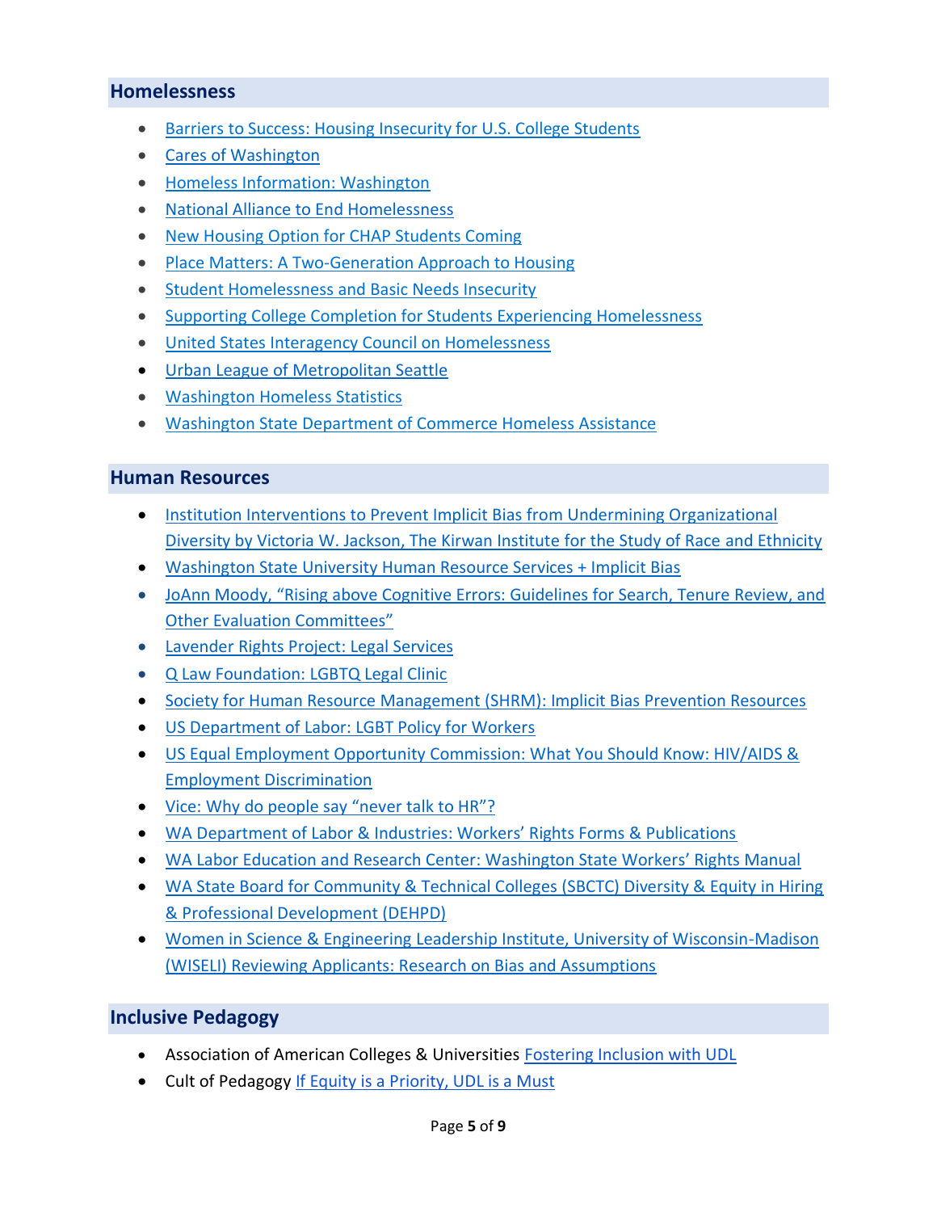## Homelessness

- Barriers to Success: Housing Insecurity for U.S. College Students
- Cares of Washington
- Homeless Information: Washington
- National Alliance to End Homelessness
- New Housing Option for CHAP Students Coming
- Place Matters: A Two-Generation Approach to Housing
- Student Homelessness and Basic Needs Insecurity
- Supporting College Completion for Students Experiencing Homelessness
- United States Interagency Council on Homelessness
- Urban League of Metropolitan Seattle
- Washington Homeless Statistics
- Washington State Department of Commerce Homeless Assistance

## Human Resources

- Institution Interventions to Prevent Implicit Bias from Undermining Organizational Diversity by Victoria W. Jackson, The Kirwan Institute for the Study of Race and Ethnicity
- Washington State University Human Resource Services + Implicit Bias
- JoAnn Moody, "Rising above Cognitive Errors: Guidelines for Search, Tenure Review, and Other Evaluation Committees"
- Lavender Rights Project: Legal Services
- Q Law Foundation: LGBTQ Legal Clinic
- Society for Human Resource Management (SHRM): Implicit Bias Prevention Resources
- US Department of Labor: LGBT Policy for Workers
- US Equal Employment Opportunity Commission: What You Should Know: HIV/AIDS & Employment Discrimination
- Vice: Why do people say "never talk to HR"?
- WA Department of Labor & Industries: Workers' Rights Forms & Publications
- WA Labor Education and Research Center: Washington State Workers' Rights Manual
- WA State Board for Community & Technical Colleges (SBCTC) Diversity & Equity in Hiring & Professional Development (DEHPD)
- Women in Science & Engineering Leadership Institute, University of Wisconsin-Madison (WISELI) Reviewing Applicants: Research on Bias and Assumptions

## Inclusive Pedagogy

- Association of American Colleges & Universities Fostering Inclusion with UDL
- Cult of Pedagogy If Equity is a Priority, UDL is a Must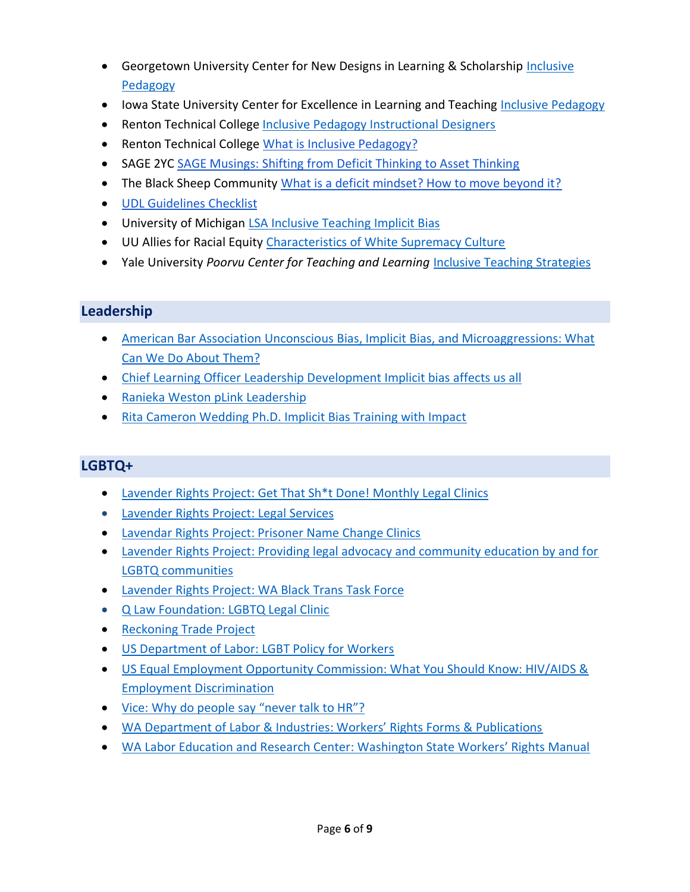- Georgetown University Center for New Designs in Learning & Scholarship Inclusive Pedagogy
- Iowa State University Center for Excellence in Learning and Teaching Inclusive Pedagogy
- Renton Technical College Inclusive Pedagogy Instructional Designers
- Renton Technical College What is Inclusive Pedagogy?
- SAGE 2YC SAGE Musings: Shifting from Deficit Thinking to Asset Thinking
- The Black Sheep Community What is a deficit mindset? How to move beyond it?
- UDL Guidelines Checklist
- University of Michigan LSA Inclusive Teaching Implicit Bias
- UU Allies for Racial Equity Characteristics of White Supremacy Culture
- Yale University *Poorvu Center for Teaching and Learning* Inclusive Teaching Strategies

## Leadership

- American Bar Association Unconscious Bias, Implicit Bias, and Microaggressions: What Can We Do About Them?
- Chief Learning Officer Leadership Development Implicit bias affects us all
- Ranieka Weston pLink Leadership
- Rita Cameron Wedding Ph.D. Implicit Bias Training with Impact

## LGBTQ+

- Lavender Rights Project: Get That Sh*t Done! Monthly Legal Clinics
- Lavender Rights Project: Legal Services
- Lavendar Rights Project: Prisoner Name Change Clinics
- Lavender Rights Project: Providing legal advocacy and community education by and for LGBTQ communities
- Lavender Rights Project: WA Black Trans Task Force
- Q Law Foundation: LGBTQ Legal Clinic
- Reckoning Trade Project
- US Department of Labor: LGBT Policy for Workers
- US Equal Employment Opportunity Commission: What You Should Know: HIV/AIDS & Employment Discrimination
- Vice: Why do people say "never talk to HR"?
- WA Department of Labor & Industries: Workers' Rights Forms & Publications
- WA Labor Education and Research Center: Washington State Workers' Rights Manual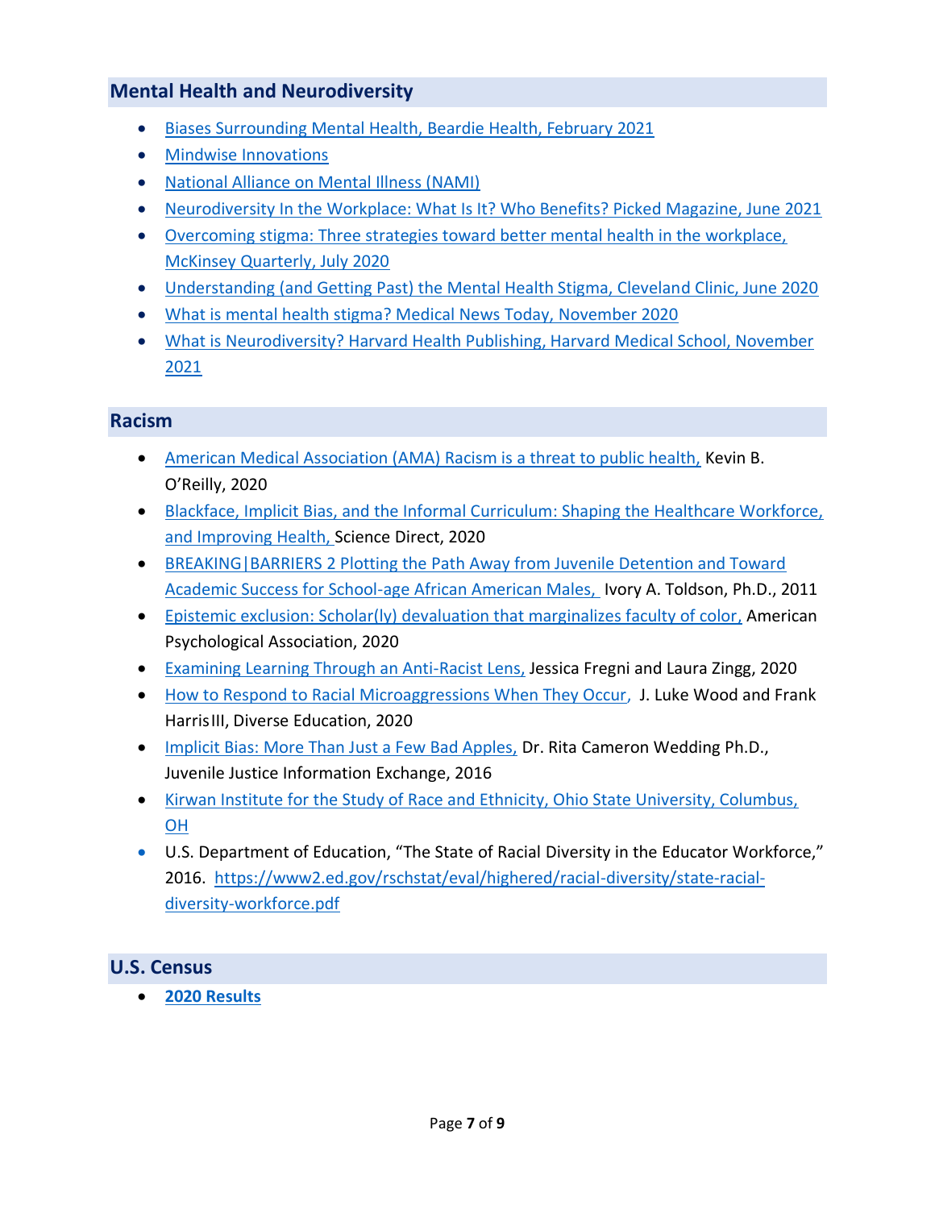## Mental Health and Neurodiversity

- Biases Surrounding Mental Health, Beardie Health, February 2021
- Mindwise Innovations
- National Alliance on Mental Illness (NAMI)
- Neurodiversity In the Workplace: What Is It? Who Benefits? Picked Magazine, June 2021
- Overcoming stigma: Three strategies toward better mental health in the workplace, McKinsey Quarterly, July 2020
- Understanding (and Getting Past) the Mental Health Stigma, Cleveland Clinic, June 2020
- What is mental health stigma? Medical News Today, November 2020
- What is Neurodiversity? Harvard Health Publishing, Harvard Medical School, November 2021

## Racism

- American Medical Association (AMA) Racism is a threat to public health, Kevin B. O'Reilly, 2020
- Blackface, Implicit Bias, and the Informal Curriculum: Shaping the Healthcare Workforce, and Improving Health, Science Direct, 2020
- BREAKING|BARRIERS 2 Plotting the Path Away from Juvenile Detention and Toward Academic Success for School-age African American Males, Ivory A. Toldson, Ph.D., 2011
- Epistemic exclusion: Scholar(ly) devaluation that marginalizes faculty of color, American Psychological Association, 2020
- Examining Learning Through an Anti-Racist Lens, Jessica Fregni and Laura Zingg, 2020
- How to Respond to Racial Microaggressions When They Occur, J. Luke Wood and Frank Harris III, Diverse Education, 2020
- Implicit Bias: More Than Just a Few Bad Apples, Dr. Rita Cameron Wedding Ph.D., Juvenile Justice Information Exchange, 2016
- Kirwan Institute for the Study of Race and Ethnicity, Ohio State University, Columbus, OH
- U.S. Department of Education, "The State of Racial Diversity in the Educator Workforce," 2016. https://www2.ed.gov/rschstat/eval/highered/racial-diversity/state-racial-diversity-workforce.pdf

## U.S. Census

- **2020 Results**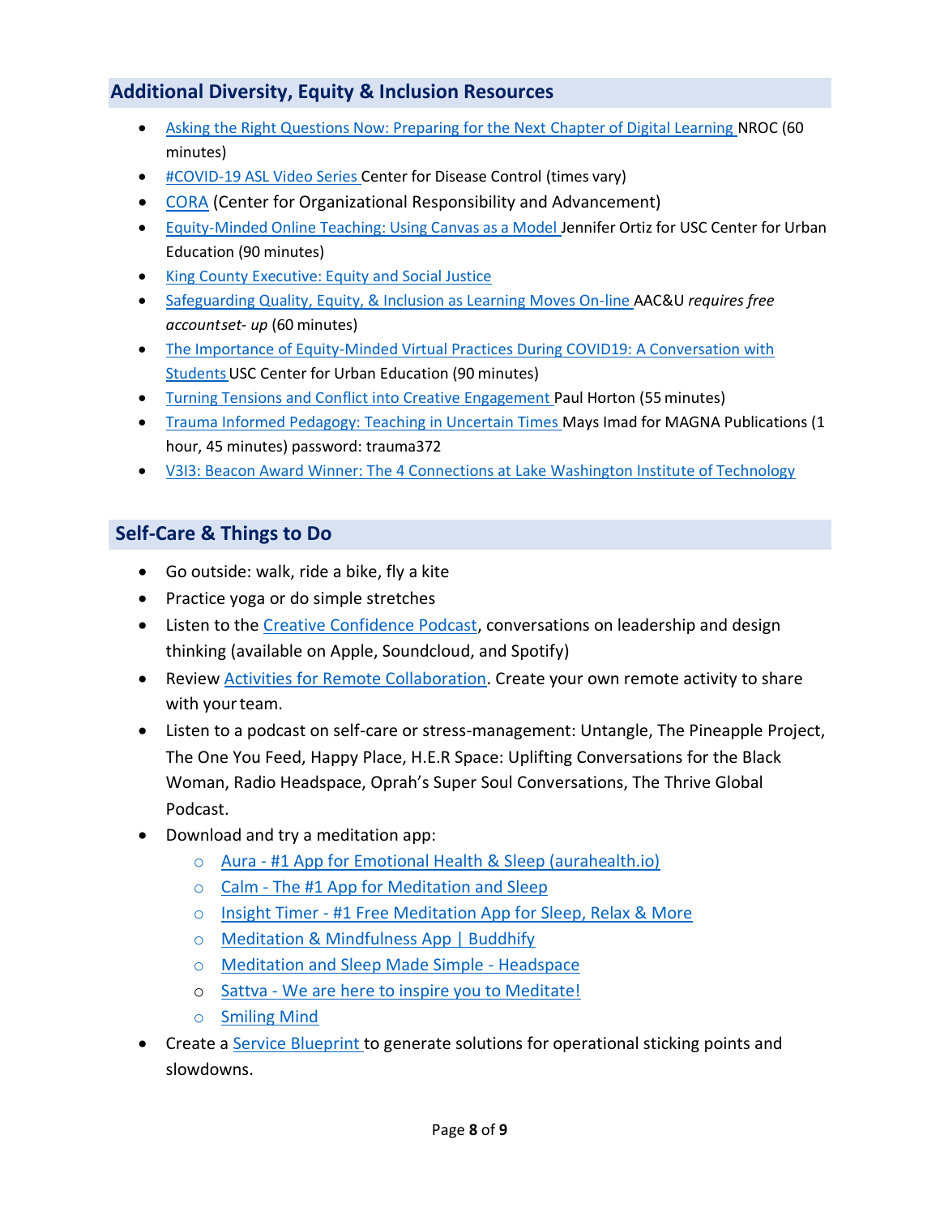## Additional Diversity, Equity & Inclusion Resources

- Asking the Right Questions Now: Preparing for the Next Chapter of Digital Learning NROC (60 minutes)
- #COVID-19 ASL Video Series Center for Disease Control (times vary)
- CORA (Center for Organizational Responsibility and Advancement)
- Equity-Minded Online Teaching: Using Canvas as a Model Jennifer Ortiz for USC Center for Urban Education (90 minutes)
- King County Executive: Equity and Social Justice
- Safeguarding Quality, Equity, & Inclusion as Learning Moves On-line AAC&U *requires free accountset- up* (60 minutes)
- The Importance of Equity-Minded Virtual Practices During COVID19: A Conversation with Students USC Center for Urban Education (90 minutes)
- Turning Tensions and Conflict into Creative Engagement Paul Horton (55 minutes)
- Trauma Informed Pedagogy: Teaching in Uncertain Times Mays Imad for MAGNA Publications (1 hour, 45 minutes) password: trauma372
- V3I3: Beacon Award Winner: The 4 Connections at Lake Washington Institute of Technology

## Self-Care & Things to Do

- Go outside: walk, ride a bike, fly a kite
- Practice yoga or do simple stretches
- Listen to the Creative Confidence Podcast, conversations on leadership and design thinking (available on Apple, Soundcloud, and Spotify)
- Review Activities for Remote Collaboration. Create your own remote activity to share with your team.
- Listen to a podcast on self-care or stress-management: Untangle, The Pineapple Project, The One You Feed, Happy Place, H.E.R Space: Uplifting Conversations for the Black Woman, Radio Headspace, Oprah's Super Soul Conversations, The Thrive Global Podcast.
- Download and try a meditation app:
  - Aura - #1 App for Emotional Health & Sleep (aurahealth.io)
  - Calm - The #1 App for Meditation and Sleep
  - Insight Timer - #1 Free Meditation App for Sleep, Relax & More
  - Meditation & Mindfulness App | Buddhify
  - Meditation and Sleep Made Simple - Headspace
  - Sattva - We are here to inspire you to Meditate!
  - Smiling Mind
- Create a Service Blueprint to generate solutions for operational sticking points and slowdowns.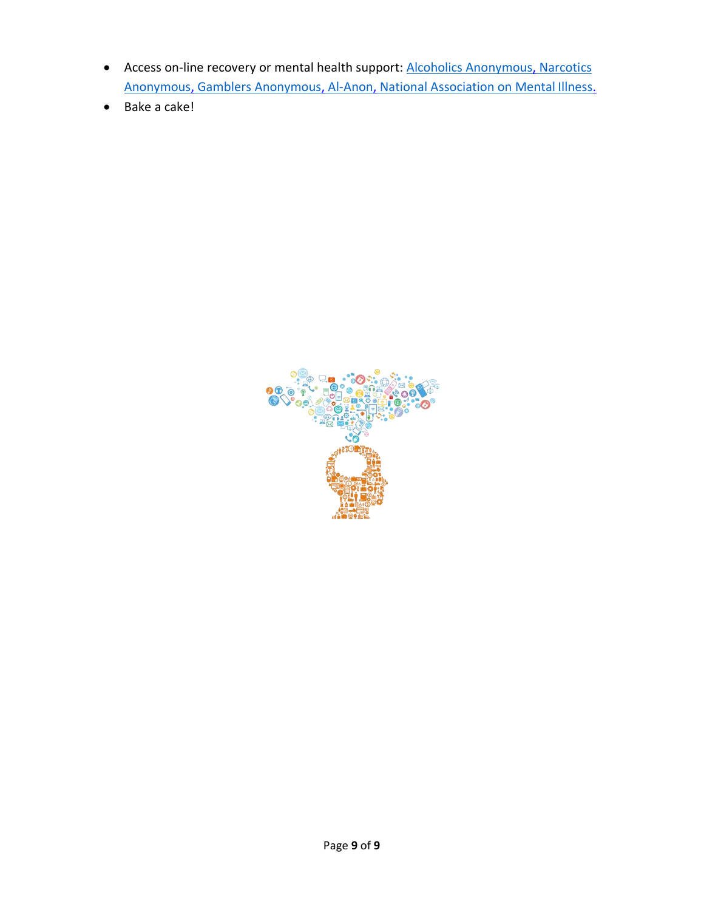- Access on-line recovery or mental health support: Alcoholics Anonymous, Narcotics Anonymous, Gamblers Anonymous, Al-Anon, National Association on Mental Illness.
- Bake a cake!